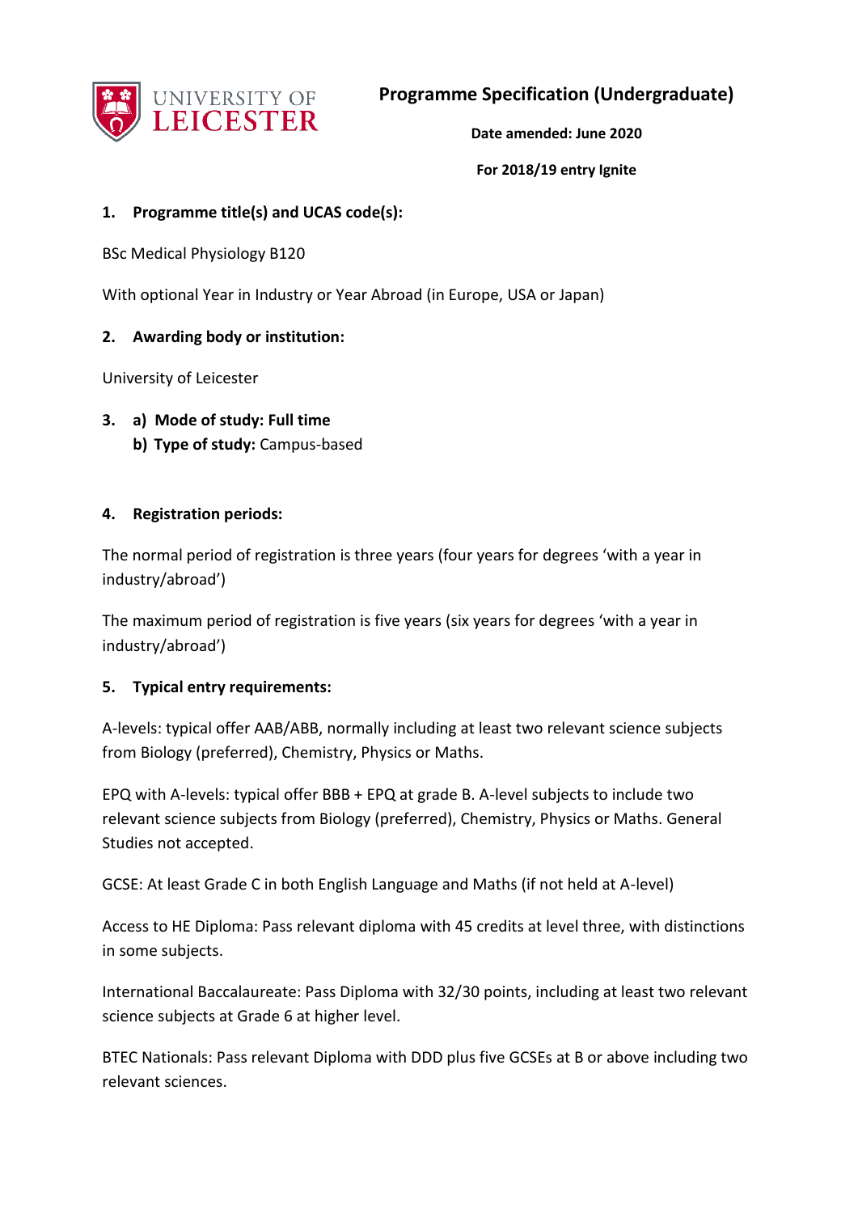UNIVERSITY OF LEICESTER

# Programme Specification (Undergraduate)

**Date amended: June 2020**

**For 2018/19 entry Ignite**

## 1. Programme title(s) and UCAS code(s):

BSc Medical Physiology B120

With optional Year in Industry or Year Abroad (in Europe, USA or Japan)

## 2. Awarding body or institution:

University of Leicester

## 3. a) Mode of study: Full time

**b) Type of study:** Campus-based

## 4. Registration periods:

The normal period of registration is three years (four years for degrees 'with a year in industry/abroad')

The maximum period of registration is five years (six years for degrees 'with a year in industry/abroad')

## 5. Typical entry requirements:

A-levels: typical offer AAB/ABB, normally including at least two relevant science subjects from Biology (preferred), Chemistry, Physics or Maths.

EPQ with A-levels: typical offer BBB + EPQ at grade B. A-level subjects to include two relevant science subjects from Biology (preferred), Chemistry, Physics or Maths. General Studies not accepted.

GCSE: At least Grade C in both English Language and Maths (if not held at A-level)

Access to HE Diploma: Pass relevant diploma with 45 credits at level three, with distinctions in some subjects.

International Baccalaureate: Pass Diploma with 32/30 points, including at least two relevant science subjects at Grade 6 at higher level.

BTEC Nationals: Pass relevant Diploma with DDD plus five GCSEs at B or above including two relevant sciences.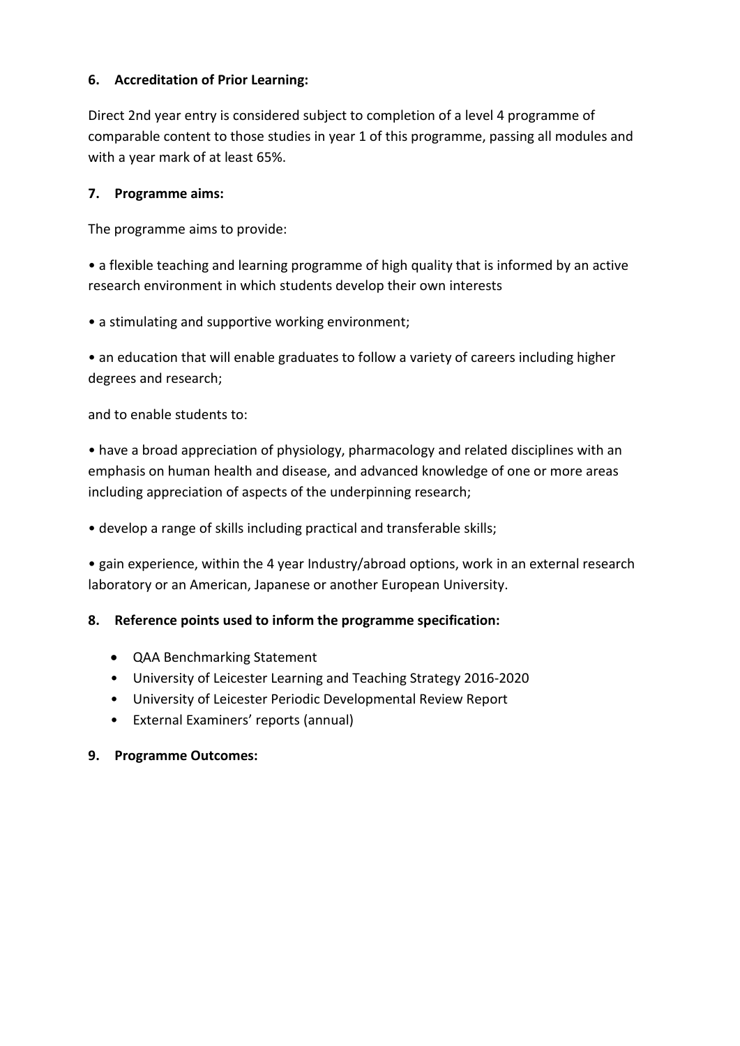## 6. Accreditation of Prior Learning:

Direct 2nd year entry is considered subject to completion of a level 4 programme of comparable content to those studies in year 1 of this programme, passing all modules and with a year mark of at least 65%.

## 7. Programme aims:

The programme aims to provide:

• a flexible teaching and learning programme of high quality that is informed by an active research environment in which students develop their own interests

• a stimulating and supportive working environment;

• an education that will enable graduates to follow a variety of careers including higher degrees and research;

and to enable students to:

• have a broad appreciation of physiology, pharmacology and related disciplines with an emphasis on human health and disease, and advanced knowledge of one or more areas including appreciation of aspects of the underpinning research;

• develop a range of skills including practical and transferable skills;

• gain experience, within the 4 year Industry/abroad options, work in an external research laboratory or an American, Japanese or another European University.

## 8. Reference points used to inform the programme specification:

- QAA Benchmarking Statement
- University of Leicester Learning and Teaching Strategy 2016-2020
- University of Leicester Periodic Developmental Review Report
- External Examiners' reports (annual)

## 9. Programme Outcomes: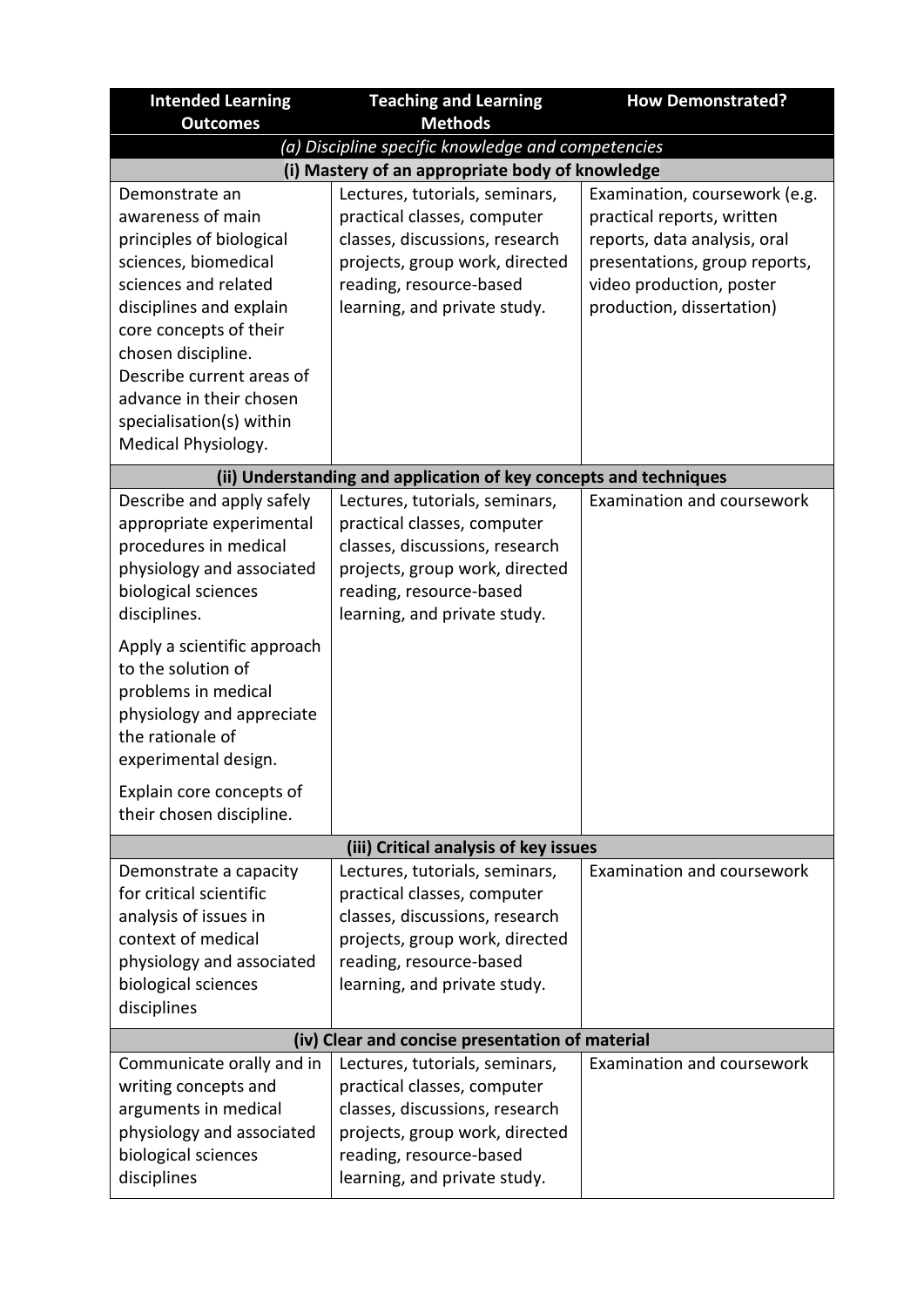| Intended Learning Outcomes | Teaching and Learning Methods | How Demonstrated? |
|---|---|---|
| *(a) Discipline specific knowledge and competencies* | | |
| **(i) Mastery of an appropriate body of knowledge** | | |
| Demonstrate an awareness of main principles of biological sciences, biomedical sciences and related disciplines and explain core concepts of their chosen discipline. Describe current areas of advance in their chosen specialisation(s) within Medical Physiology. | Lectures, tutorials, seminars, practical classes, computer classes, discussions, research projects, group work, directed reading, resource-based learning, and private study. | Examination, coursework (e.g. practical reports, written reports, data analysis, oral presentations, group reports, video production, poster production, dissertation) |
| **(ii) Understanding and application of key concepts and techniques** | | |
| Describe and apply safely appropriate experimental procedures in medical physiology and associated biological sciences disciplines.<br><br>Apply a scientific approach to the solution of problems in medical physiology and appreciate the rationale of experimental design.<br><br>Explain core concepts of their chosen discipline. | Lectures, tutorials, seminars, practical classes, computer classes, discussions, research projects, group work, directed reading, resource-based learning, and private study. | Examination and coursework |
| **(iii) Critical analysis of key issues** | | |
| Demonstrate a capacity for critical scientific analysis of issues in context of medical physiology and associated biological sciences disciplines | Lectures, tutorials, seminars, practical classes, computer classes, discussions, research projects, group work, directed reading, resource-based learning, and private study. | Examination and coursework |
| **(iv) Clear and concise presentation of material** | | |
| Communicate orally and in writing concepts and arguments in medical physiology and associated biological sciences disciplines | Lectures, tutorials, seminars, practical classes, computer classes, discussions, research projects, group work, directed reading, resource-based learning, and private study. | Examination and coursework |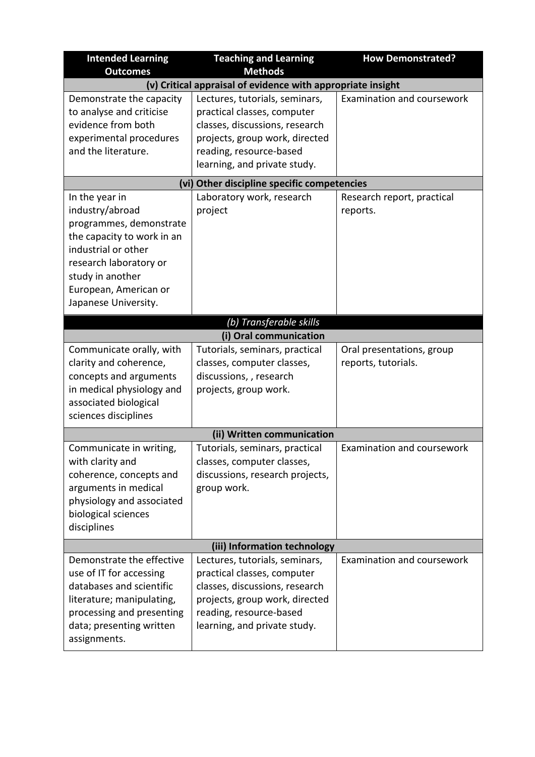| Intended Learning Outcomes | Teaching and Learning Methods | How Demonstrated? |
|---|---|---|
| **(v) Critical appraisal of evidence with appropriate insight** | | |
| Demonstrate the capacity to analyse and criticise evidence from both experimental procedures and the literature. | Lectures, tutorials, seminars, practical classes, computer classes, discussions, research projects, group work, directed reading, resource-based learning, and private study. | Examination and coursework |
| **(vi) Other discipline specific competencies** | | |
| In the year in industry/abroad programmes, demonstrate the capacity to work in an industrial or other research laboratory or study in another European, American or Japanese University. | Laboratory work, research project | Research report, practical reports. |
| ***(b) Transferable skills*** | | |
| **(i) Oral communication** | | |
| Communicate orally, with clarity and coherence, concepts and arguments in medical physiology and associated biological sciences disciplines | Tutorials, seminars, practical classes, computer classes, discussions, , research projects, group work. | Oral presentations, group reports, tutorials. |
| **(ii) Written communication** | | |
| Communicate in writing, with clarity and coherence, concepts and arguments in medical physiology and associated biological sciences disciplines | Tutorials, seminars, practical classes, computer classes, discussions, research projects, group work. | Examination and coursework |
| **(iii) Information technology** | | |
| Demonstrate the effective use of IT for accessing databases and scientific literature; manipulating, processing and presenting data; presenting written assignments. | Lectures, tutorials, seminars, practical classes, computer classes, discussions, research projects, group work, directed reading, resource-based learning, and private study. | Examination and coursework |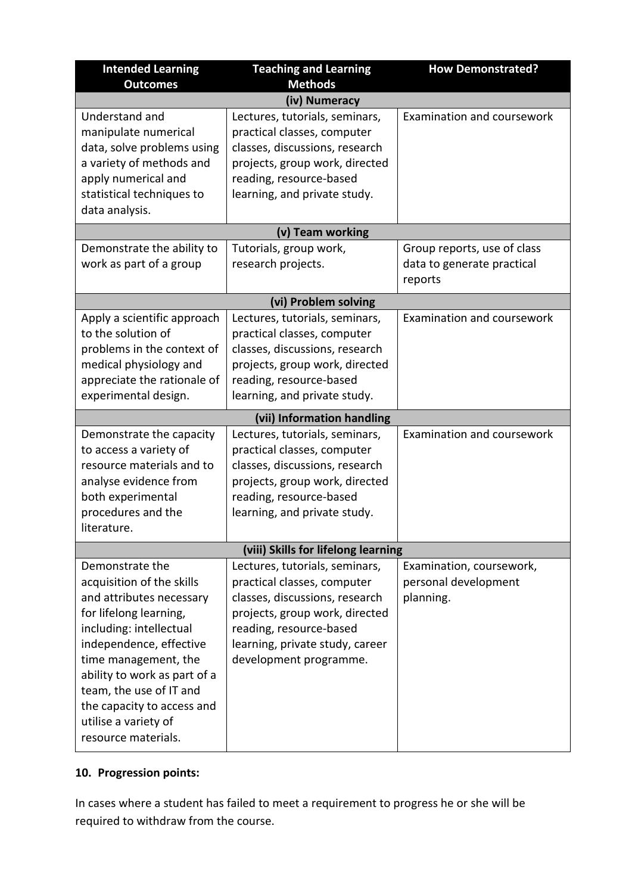| Intended Learning Outcomes | Teaching and Learning Methods | How Demonstrated? |
|---|---|---|
| **(iv) Numeracy** | | |
| Understand and manipulate numerical data, solve problems using a variety of methods and apply numerical and statistical techniques to data analysis. | Lectures, tutorials, seminars, practical classes, computer classes, discussions, research projects, group work, directed reading, resource-based learning, and private study. | Examination and coursework |
| **(v) Team working** | | |
| Demonstrate the ability to work as part of a group | Tutorials, group work, research projects. | Group reports, use of class data to generate practical reports |
| **(vi) Problem solving** | | |
| Apply a scientific approach to the solution of problems in the context of medical physiology and appreciate the rationale of experimental design. | Lectures, tutorials, seminars, practical classes, computer classes, discussions, research projects, group work, directed reading, resource-based learning, and private study. | Examination and coursework |
| **(vii) Information handling** | | |
| Demonstrate the capacity to access a variety of resource materials and to analyse evidence from both experimental procedures and the literature. | Lectures, tutorials, seminars, practical classes, computer classes, discussions, research projects, group work, directed reading, resource-based learning, and private study. | Examination and coursework |
| **(viii) Skills for lifelong learning** | | |
| Demonstrate the acquisition of the skills and attributes necessary for lifelong learning, including: intellectual independence, effective time management, the ability to work as part of a team, the use of IT and the capacity to access and utilise a variety of resource materials. | Lectures, tutorials, seminars, practical classes, computer classes, discussions, research projects, group work, directed reading, resource-based learning, private study, career development programme. | Examination, coursework, personal development planning. |

### 10. Progression points:

In cases where a student has failed to meet a requirement to progress he or she will be required to withdraw from the course.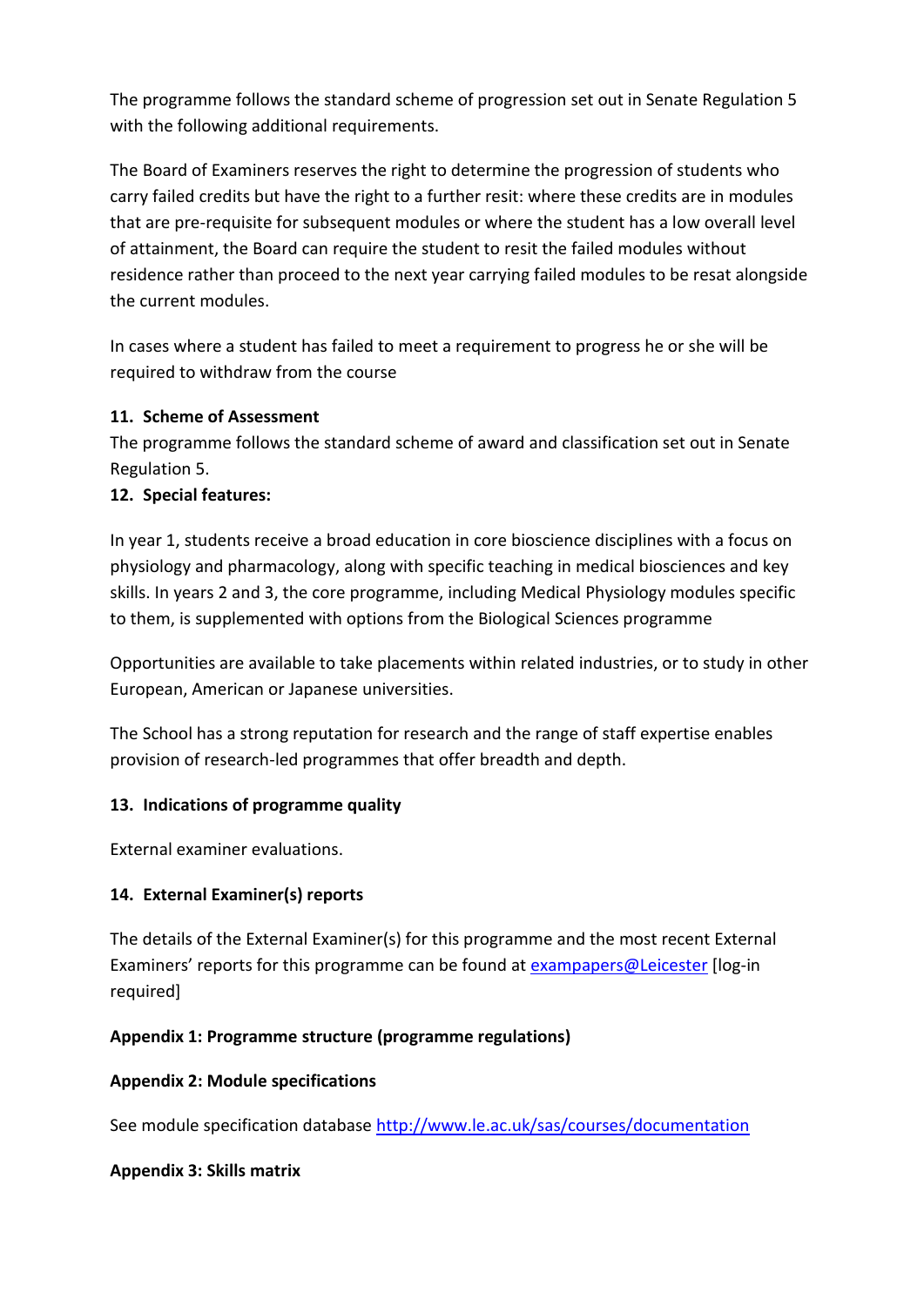The programme follows the standard scheme of progression set out in Senate Regulation 5 with the following additional requirements.

The Board of Examiners reserves the right to determine the progression of students who carry failed credits but have the right to a further resit: where these credits are in modules that are pre-requisite for subsequent modules or where the student has a low overall level of attainment, the Board can require the student to resit the failed modules without residence rather than proceed to the next year carrying failed modules to be resat alongside the current modules.

In cases where a student has failed to meet a requirement to progress he or she will be required to withdraw from the course

## 11. Scheme of Assessment

The programme follows the standard scheme of award and classification set out in Senate Regulation 5.

## 12. Special features:

In year 1, students receive a broad education in core bioscience disciplines with a focus on physiology and pharmacology, along with specific teaching in medical biosciences and key skills. In years 2 and 3, the core programme, including Medical Physiology modules specific to them, is supplemented with options from the Biological Sciences programme

Opportunities are available to take placements within related industries, or to study in other European, American or Japanese universities.

The School has a strong reputation for research and the range of staff expertise enables provision of research-led programmes that offer breadth and depth.

## 13. Indications of programme quality

External examiner evaluations.

## 14. External Examiner(s) reports

The details of the External Examiner(s) for this programme and the most recent External Examiners' reports for this programme can be found at [exampapers@Leicester] [log-in required]

**Appendix 1: Programme structure (programme regulations)**

**Appendix 2: Module specifications**

See module specification database http://www.le.ac.uk/sas/courses/documentation

**Appendix 3: Skills matrix**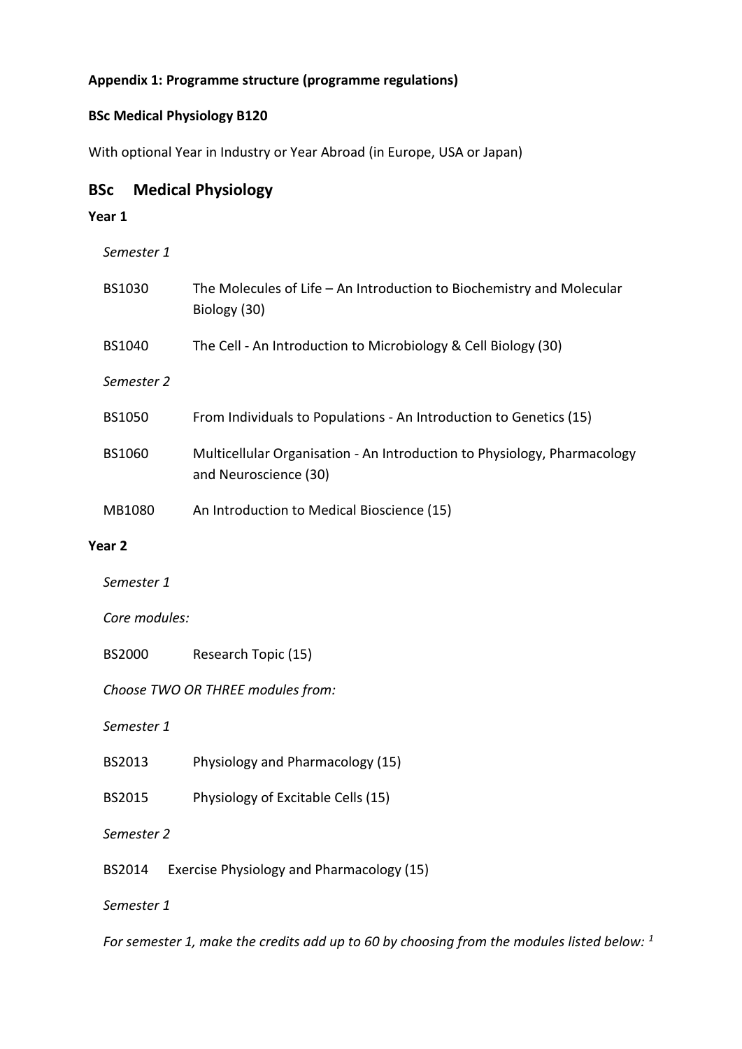**Appendix 1: Programme structure (programme regulations)**

**BSc Medical Physiology B120**

With optional Year in Industry or Year Abroad (in Europe, USA or Japan)

## BSc Medical Physiology

**Year 1**

*Semester 1*

BS1030 The Molecules of Life – An Introduction to Biochemistry and Molecular Biology (30)

BS1040 The Cell - An Introduction to Microbiology & Cell Biology (30)

*Semester 2*

BS1050 From Individuals to Populations - An Introduction to Genetics (15)

BS1060 Multicellular Organisation - An Introduction to Physiology, Pharmacology and Neuroscience (30)

MB1080 An Introduction to Medical Bioscience (15)

**Year 2**

*Semester 1*

*Core modules:*

BS2000 Research Topic (15)

*Choose TWO OR THREE modules from:*

*Semester 1*

BS2013 Physiology and Pharmacology (15)

BS2015 Physiology of Excitable Cells (15)

*Semester 2*

BS2014 Exercise Physiology and Pharmacology (15)

*Semester 1*

*For semester 1, make the credits add up to 60 by choosing from the modules listed below: [1]*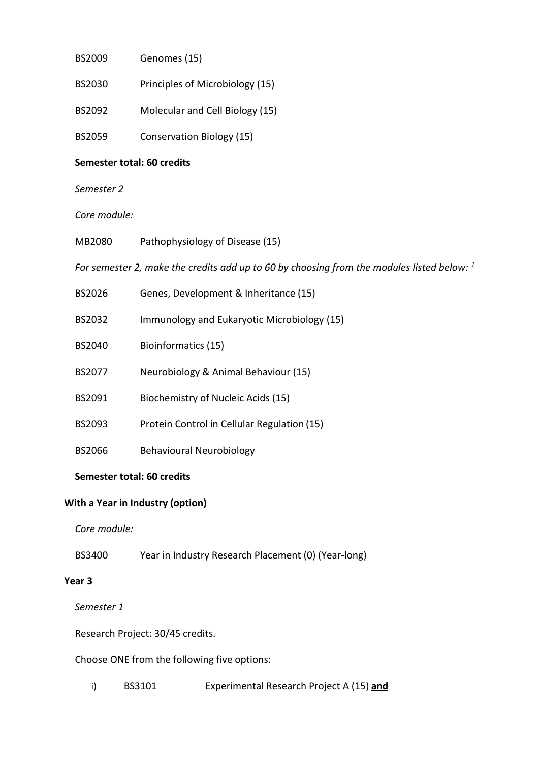BS2009 Genomes (15)

BS2030 Principles of Microbiology (15)

BS2092 Molecular and Cell Biology (15)

BS2059 Conservation Biology (15)

**Semester total: 60 credits**

*Semester 2*

*Core module:*

MB2080 Pathophysiology of Disease (15)

*For semester 2, make the credits add up to 60 by choosing from the modules listed below: [1]*

BS2026 Genes, Development & Inheritance (15)

BS2032 Immunology and Eukaryotic Microbiology (15)

BS2040 Bioinformatics (15)

BS2077 Neurobiology & Animal Behaviour (15)

BS2091 Biochemistry of Nucleic Acids (15)

BS2093 Protein Control in Cellular Regulation (15)

BS2066 Behavioural Neurobiology

**Semester total: 60 credits**

**With a Year in Industry (option)**

*Core module:*

BS3400 Year in Industry Research Placement (0) (Year-long)

**Year 3**

*Semester 1*

Research Project: 30/45 credits.

Choose ONE from the following five options:

i) BS3101 Experimental Research Project A (15) **and**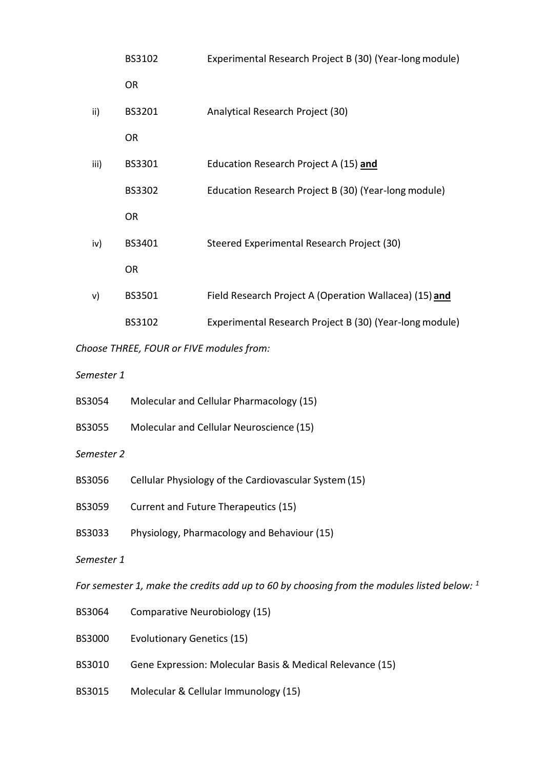| | | |
|---|---|---|
| | BS3102 | Experimental Research Project B (30) (Year-long module) |
| | OR | |
| ii) | BS3201 | Analytical Research Project (30) |
| | OR | |
| iii) | BS3301 | Education Research Project A (15) **and** |
| | BS3302 | Education Research Project B (30) (Year-long module) |
| | OR | |
| iv) | BS3401 | Steered Experimental Research Project (30) |
| | OR | |
| v) | BS3501 | Field Research Project A (Operation Wallacea) (15) **and** |
| | BS3102 | Experimental Research Project B (30) (Year-long module) |

*Choose THREE, FOUR or FIVE modules from:*

*Semester 1*

BS3054 Molecular and Cellular Pharmacology (15)

BS3055 Molecular and Cellular Neuroscience (15)

*Semester 2*

BS3056 Cellular Physiology of the Cardiovascular System (15)

BS3059 Current and Future Therapeutics (15)

BS3033 Physiology, Pharmacology and Behaviour (15)

*Semester 1*

*For semester 1, make the credits add up to 60 by choosing from the modules listed below:* [1]

BS3064 Comparative Neurobiology (15)

BS3000 Evolutionary Genetics (15)

BS3010 Gene Expression: Molecular Basis & Medical Relevance (15)

BS3015 Molecular & Cellular Immunology (15)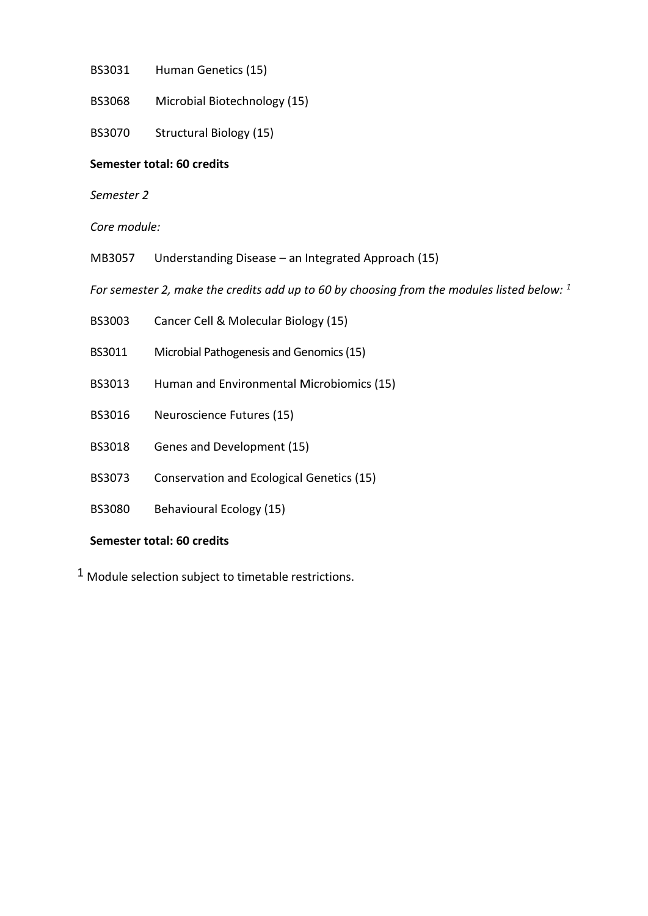BS3031 Human Genetics (15)

BS3068 Microbial Biotechnology (15)

BS3070 Structural Biology (15)

**Semester total: 60 credits**

*Semester 2*

*Core module:*

MB3057 Understanding Disease – an Integrated Approach (15)

*For semester 2, make the credits add up to 60 by choosing from the modules listed below:* [1]

BS3003 Cancer Cell & Molecular Biology (15)

BS3011 Microbial Pathogenesis and Genomics (15)

BS3013 Human and Environmental Microbiomics (15)

BS3016 Neuroscience Futures (15)

BS3018 Genes and Development (15)

BS3073 Conservation and Ecological Genetics (15)

BS3080 Behavioural Ecology (15)

**Semester total: 60 credits**

[1] Module selection subject to timetable restrictions.